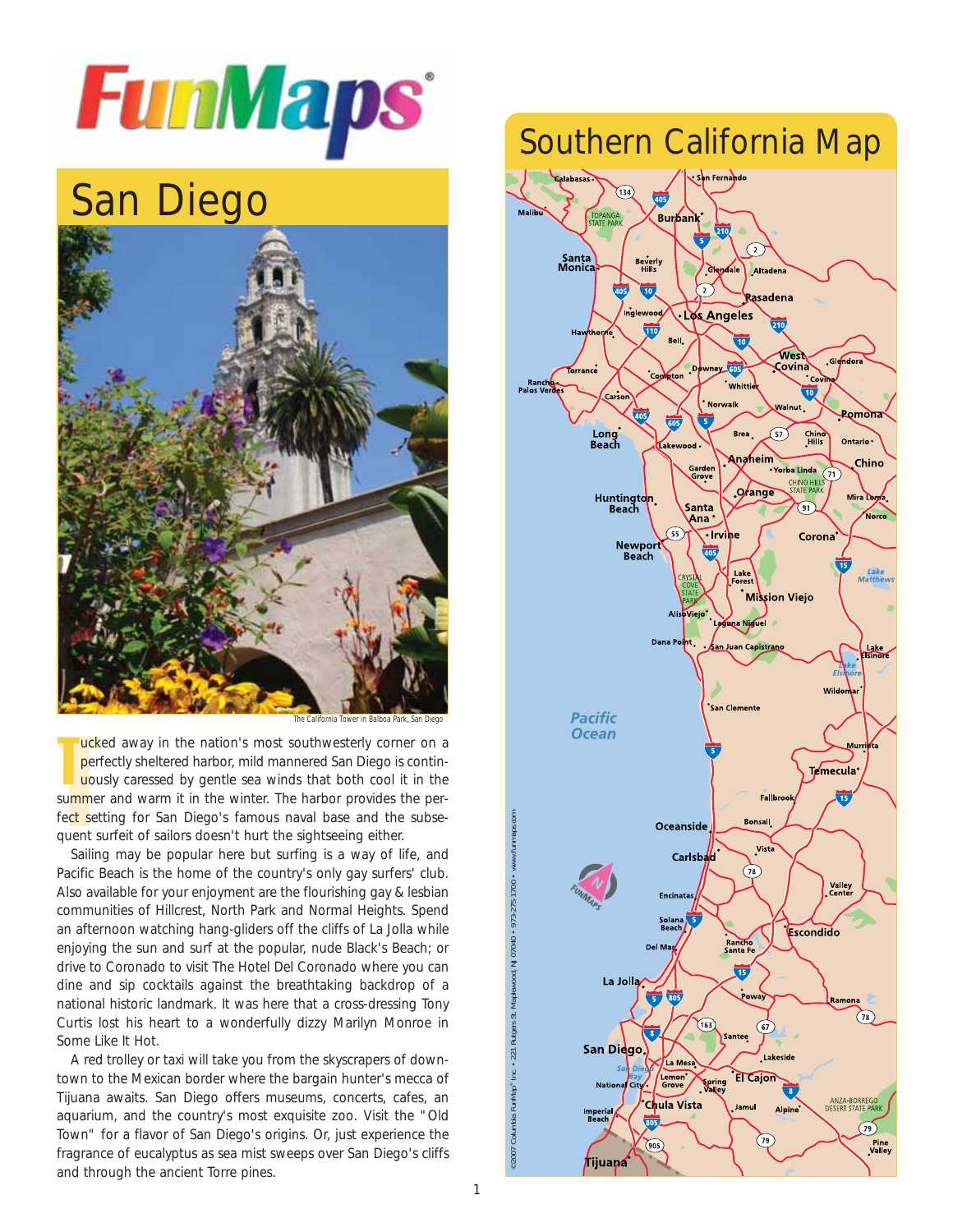# FunMaps®

## San Diego

The California Tower in Balboa Park, San Diego

Tucked away in the nation's most southwesterly corner on a perfectly sheltered harbor, mild mannered San Diego is continuously caressed by gentle sea winds that both cool it in the summer and warm it in the winter. The harbor provides the perfect setting for San Diego's famous naval base and the subsequent surfeit of sailors doesn't hurt the sightseeing either.

Sailing may be popular here but surfing is a way of life, and Pacific Beach is the home of the country's only gay surfers' club. Also available for your enjoyment are the flourishing gay & lesbian communities of Hillcrest, North Park and Normal Heights. Spend an afternoon watching hang-gliders off the cliffs of La Jolla while enjoying the sun and surf at the popular, nude Black's Beach; or drive to Coronado to visit The Hotel Del Coronado where you can dine and sip cocktails against the breathtaking backdrop of a national historic landmark. It was here that a cross-dressing Tony Curtis lost his heart to a wonderfully dizzy Marilyn Monroe in Some Like It Hot.

A red trolley or taxi will take you from the skyscrapers of downtown to the Mexican border where the bargain hunter's mecca of Tijuana awaits. San Diego offers museums, concerts, cafes, an aquarium, and the country's most exquisite zoo. Visit the "Old Town" for a flavor of San Diego's origins. Or, just experience the fragrance of eucalyptus as sea mist sweeps over San Diego's cliffs and through the ancient Torre pines.

## Southern California Map

©2007 Columbia FunMap® Inc. • 221 Rutgers St. Maplewood, NJ 07040 • 973-275-1700 • www.funmaps.com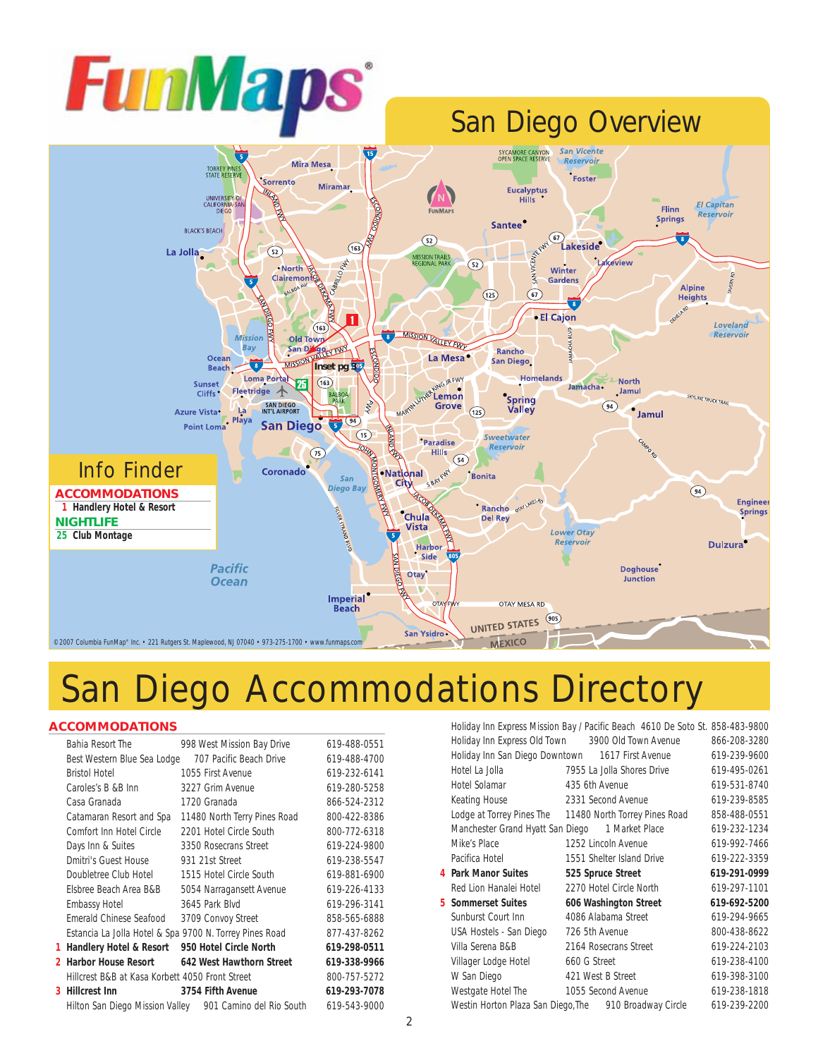# FunMaps®

## San Diego Overview

### Info Finder

**ACCOMMODATIONS**

1 **Handlery Hotel & Resort**

**NIGHTLIFE**

25 **Club Montage**

©2007 Columbia FunMap® Inc. • 221 Rutgers St. Maplewood, NJ 07040 • 973-275-1700 • www.funmaps.com

# San Diego Accommodations Directory

## ACCOMMODATIONS

| # | Name | Address | Phone |
|---|---|---|---|
| | Bahia Resort The | 998 West Mission Bay Drive | 619-488-0551 |
| | Best Western Blue Sea Lodge | 707 Pacific Beach Drive | 619-488-4700 |
| | Bristol Hotel | 1055 First Avenue | 619-232-6141 |
| | Caroles's B &B Inn | 3227 Grim Avenue | 619-280-5258 |
| | Casa Granada | 1720 Granada | 866-524-2312 |
| | Catamaran Resort and Spa | 11480 North Terry Pines Road | 800-422-8386 |
| | Comfort Inn Hotel Circle | 2201 Hotel Circle South | 800-772-6318 |
| | Days Inn & Suites | 3350 Rosecrans Street | 619-224-9800 |
| | Dmitri's Guest House | 931 21st Street | 619-238-5547 |
| | Doubletree Club Hotel | 1515 Hotel Circle South | 619-881-6900 |
| | Elsbree Beach Area B&B | 5054 Narragansett Avenue | 619-226-4133 |
| | Embassy Hotel | 3645 Park Blvd | 619-296-3141 |
| | Emerald Chinese Seafood | 3709 Convoy Street | 858-565-6888 |
| | Estancia La Jolla Hotel & Spa | 9700 N. Torrey Pines Road | 877-437-8262 |
| 1 | **Handlery Hotel & Resort** | **950 Hotel Circle North** | **619-298-0511** |
| 2 | **Harbor House Resort** | **642 West Hawthorn Street** | **619-338-9966** |
| | Hillcrest B&B at Kasa Korbett | 4050 Front Street | 800-757-5272 |
| 3 | **Hillcrest Inn** | **3754 Fifth Avenue** | **619-293-7078** |
| | Hilton San Diego Mission Valley | 901 Camino del Rio South | 619-543-9000 |
| | Holiday Inn Express Mission Bay / Pacific Beach | 4610 De Soto St. | 858-483-9800 |
| | Holiday Inn Express Old Town | 3900 Old Town Avenue | 866-208-3280 |
| | Holiday Inn San Diego Downtown | 1617 First Avenue | 619-239-9600 |
| | Hotel La Jolla | 7955 La Jolla Shores Drive | 619-495-0261 |
| | Hotel Solamar | 435 6th Avenue | 619-531-8740 |
| | Keating House | 2331 Second Avenue | 619-239-8585 |
| | Lodge at Torrey Pines The | 11480 North Torrey Pines Road | 858-488-0551 |
| | Manchester Grand Hyatt San Diego | 1 Market Place | 619-232-1234 |
| | Mike's Place | 1252 Lincoln Avenue | 619-992-7466 |
| | Pacifica Hotel | 1551 Shelter Island Drive | 619-222-3359 |
| 4 | **Park Manor Suites** | **525 Spruce Street** | **619-291-0999** |
| | Red Lion Hanalei Hotel | 2270 Hotel Circle North | 619-297-1101 |
| 5 | **Sommerset Suites** | **606 Washington Street** | **619-692-5200** |
| | Sunburst Court Inn | 4086 Alabama Street | 619-294-9665 |
| | USA Hostels - San Diego | 726 5th Avenue | 800-438-8622 |
| | Villa Serena B&B | 2164 Rosecrans Street | 619-224-2103 |
| | Villager Lodge Hotel | 660 G Street | 619-238-4100 |
| | W San Diego | 421 West B Street | 619-398-3100 |
| | Westgate Hotel The | 1055 Second Avenue | 619-238-1818 |
| | Westin Horton Plaza San Diego,The | 910 Broadway Circle | 619-239-2200 |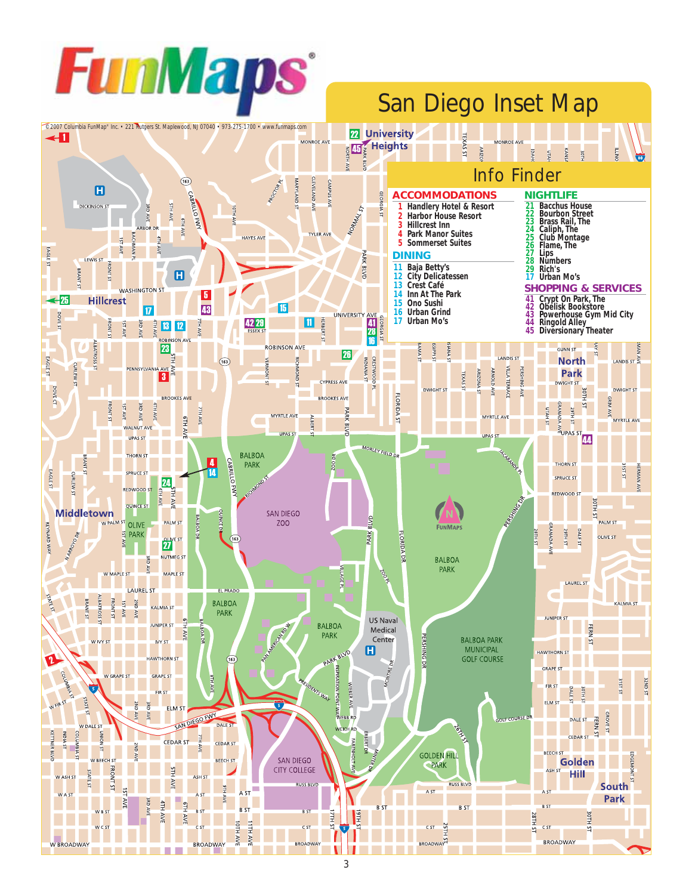# FunMaps®

## San Diego Inset Map

© 2007 Columbia FunMap® Inc. • 221 Rutgers St. Maplewood, NJ 07040 • 973-275-1700 • www.funmaps.com

## Info Finder

### ACCOMMODATIONS

1 Handlery Hotel & Resort
2 Harbor House Resort
3 Hillcrest Inn
4 Park Manor Suites
5 Sommerset Suites

### DINING

11 Baja Betty's
12 City Delicatessen
13 Crest Café
14 Inn At The Park
15 Ono Sushi
16 Urban Grind
17 Urban Mo's

### NIGHTLIFE

21 Bacchus House
22 Bourbon Street
23 Brass Rail, The
24 Caliph, The
25 Club Montage
26 Flame, The
27 Lips
28 Numbers
29 Rich's
17 Urban Mo's

### SHOPPING & SERVICES

41 Crypt On Park, The
42 Obelisk Bookstore
43 Powerhouse Gym Mid City
44 Ringold Alley
45 Diversionary Theater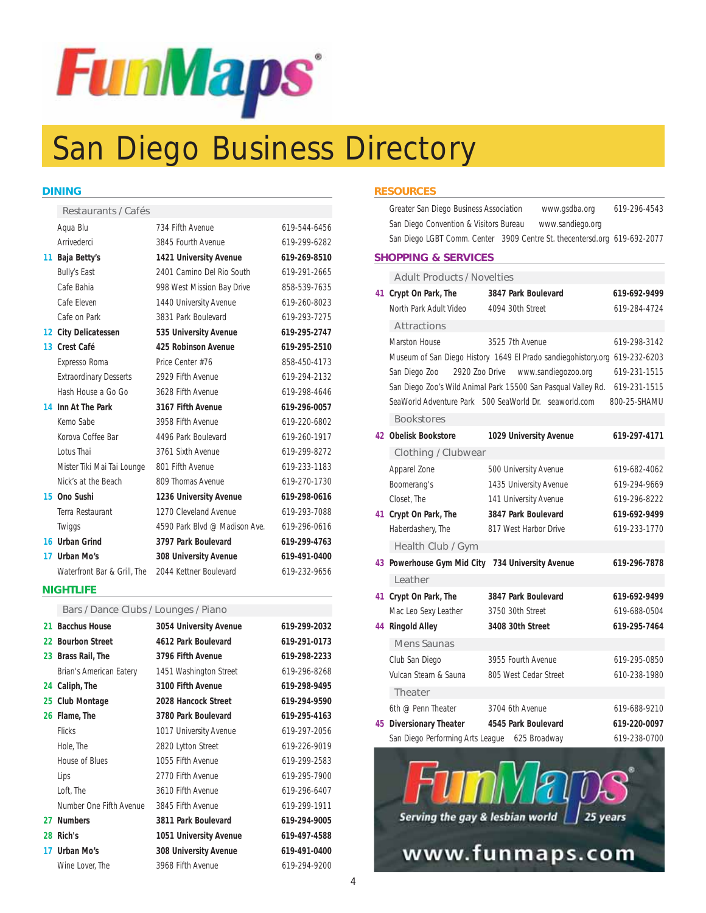FunMaps®

# San Diego Business Directory

## DINING

| | | | |
|---|---|---|---|
| | **Restaurants / Cafés** | | |
| | Aqua Blu | 734 Fifth Avenue | 619-544-6456 |
| | Arrivederci | 3845 Fourth Avenue | 619-299-6282 |
| **11** | **Baja Betty's** | **1421 University Avenue** | **619-269-8510** |
| | Bully's East | 2401 Camino Del Rio South | 619-291-2665 |
| | Cafe Bahia | 998 West Mission Bay Drive | 858-539-7635 |
| | Cafe Eleven | 1440 University Avenue | 619-260-8023 |
| | Cafe on Park | 3831 Park Boulevard | 619-293-7275 |
| **12** | **City Delicatessen** | **535 University Avenue** | **619-295-2747** |
| **13** | **Crest Café** | **425 Robinson Avenue** | **619-295-2510** |
| | Expresso Roma | Price Center #76 | 858-450-4173 |
| | Extraordinary Desserts | 2929 Fifth Avenue | 619-294-2132 |
| | Hash House a Go Go | 3628 Fifth Avenue | 619-298-4646 |
| **14** | **Inn At The Park** | **3167 Fifth Avenue** | **619-296-0057** |
| | Kemo Sabe | 3958 Fifth Avenue | 619-220-6802 |
| | Korova Coffee Bar | 4496 Park Boulevard | 619-260-1917 |
| | Lotus Thai | 3761 Sixth Avenue | 619-299-8272 |
| | Mister Tiki Mai Tai Lounge | 801 Fifth Avenue | 619-233-1183 |
| | Nick's at the Beach | 809 Thomas Avenue | 619-270-1730 |
| **15** | **Ono Sushi** | **1236 University Avenue** | **619-298-0616** |
| | Terra Restaurant | 1270 Cleveland Avenue | 619-293-7088 |
| | Twiggs | 4590 Park Blvd @ Madison Ave. | 619-296-0616 |
| **16** | **Urban Grind** | **3797 Park Boulevard** | **619-299-4763** |
| **17** | **Urban Mo's** | **308 University Avenue** | **619-491-0400** |
| | Waterfront Bar & Grill, The | 2044 Kettner Boulevard | 619-232-9656 |

## NIGHTLIFE

| | | | |
|---|---|---|---|
| | **Bars / Dance Clubs / Lounges / Piano** | | |
| **21** | **Bacchus House** | **3054 University Avenue** | **619-299-2032** |
| **22** | **Bourbon Street** | **4612 Park Boulevard** | **619-291-0173** |
| **23** | **Brass Rail, The** | **3796 Fifth Avenue** | **619-298-2233** |
| | Brian's American Eatery | 1451 Washington Street | 619-296-8268 |
| **24** | **Caliph, The** | **3100 Fifth Avenue** | **619-298-9495** |
| **25** | **Club Montage** | **2028 Hancock Street** | **619-294-9590** |
| **26** | **Flame, The** | **3780 Park Boulevard** | **619-295-4163** |
| | Flicks | 1017 University Avenue | 619-297-2056 |
| | Hole, The | 2820 Lytton Street | 619-226-9019 |
| | House of Blues | 1055 Fifth Avenue | 619-299-2583 |
| | Lips | 2770 Fifth Avenue | 619-295-7900 |
| | Loft, The | 3610 Fifth Avenue | 619-296-6407 |
| | Number One Fifth Avenue | 3845 Fifth Avenue | 619-299-1911 |
| **27** | **Numbers** | **3811 Park Boulevard** | **619-294-9005** |
| **28** | **Rich's** | **1051 University Avenue** | **619-497-4588** |
| **17** | **Urban Mo's** | **308 University Avenue** | **619-491-0400** |
| | Wine Lover, The | 3968 Fifth Avenue | 619-294-9200 |

## RESOURCES

| | | |
|---|---|---|
| Greater San Diego Business Association | www.gsdba.org | 619-296-4543 |
| San Diego Convention & Visitors Bureau | www.sandiego.org | |
| San Diego LGBT Comm. Center 3909 Centre St. | thecentersd.org | 619-692-2077 |

## SHOPPING & SERVICES

| | | | |
|---|---|---|---|
| | **Adult Products / Novelties** | | |
| **41** | **Crypt On Park, The** | **3847 Park Boulevard** | **619-692-9499** |
| | North Park Adult Video | 4094 30th Street | 619-284-4724 |
| | **Attractions** | | |
| | Marston House | 3525 7th Avenue | 619-298-3142 |
| | Museum of San Diego History | 1649 El Prado sandiegohistory.org | 619-232-6203 |
| | San Diego Zoo | 2920 Zoo Drive www.sandiegozoo.org | 619-231-1515 |
| | San Diego Zoo's Wild Animal Park | 15500 San Pasqual Valley Rd. | 619-231-1515 |
| | SeaWorld Adventure Park | 500 SeaWorld Dr. seaworld.com | 800-25-SHAMU |
| | **Bookstores** | | |
| **42** | **Obelisk Bookstore** | **1029 University Avenue** | **619-297-4171** |
| | **Clothing / Clubwear** | | |
| | Apparel Zone | 500 University Avenue | 619-682-4062 |
| | Boomerang's | 1435 University Avenue | 619-294-9669 |
| | Closet, The | 141 University Avenue | 619-296-8222 |
| **41** | **Crypt On Park, The** | **3847 Park Boulevard** | **619-692-9499** |
| | Haberdashery, The | 817 West Harbor Drive | 619-233-1770 |
| | **Health Club / Gym** | | |
| **43** | **Powerhouse Gym Mid City** | **734 University Avenue** | **619-296-7878** |
| | **Leather** | | |
| **41** | **Crypt On Park, The** | **3847 Park Boulevard** | **619-692-9499** |
| | Mac Leo Sexy Leather | 3750 30th Street | 619-688-0504 |
| **44** | **Ringold Alley** | **3408 30th Street** | **619-295-7464** |
| | **Mens Saunas** | | |
| | Club San Diego | 3955 Fourth Avenue | 619-295-0850 |
| | Vulcan Steam & Sauna | 805 West Cedar Street | 610-238-1980 |
| | **Theater** | | |
| | 6th @ Penn Theater | 3704 6th Avenue | 619-688-9210 |
| **45** | **Diversionary Theater** | **4545 Park Boulevard** | **619-220-0097** |
| | San Diego Performing Arts League | 625 Broadway | 619-238-0700 |

FunMaps®
Serving the gay & lesbian world | 25 years
www.funmaps.com